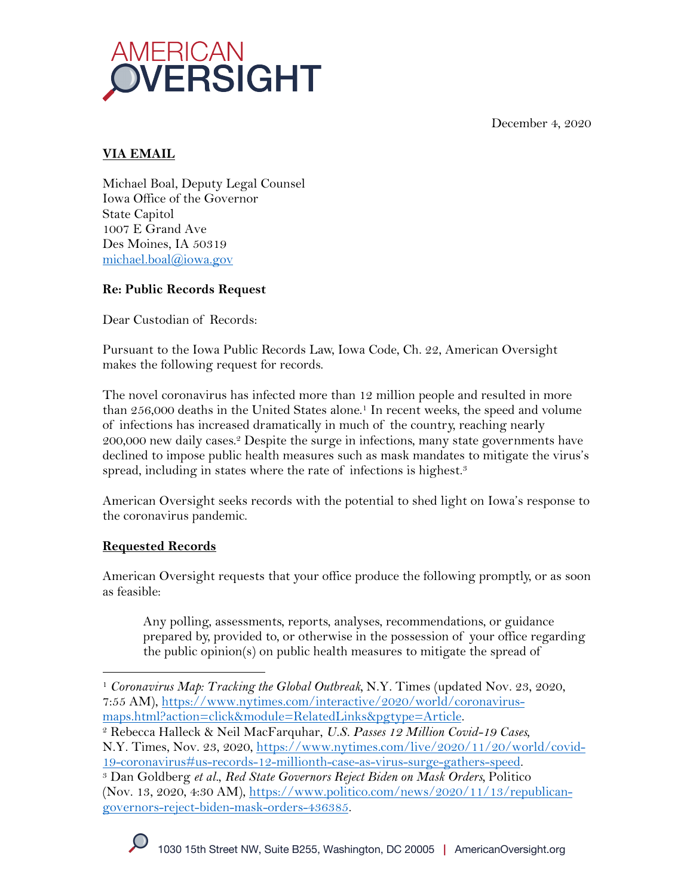AMERICAN OVERSIGHT

December 4, 2020

**VIA EMAIL**

Michael Boal, Deputy Legal Counsel
Iowa Office of the Governor
State Capitol
1007 E Grand Ave
Des Moines, IA 50319
michael.boal@iowa.gov

**Re: Public Records Request**

Dear Custodian of Records:

Pursuant to the Iowa Public Records Law, Iowa Code, Ch. 22, American Oversight makes the following request for records.

The novel coronavirus has infected more than 12 million people and resulted in more than 256,000 deaths in the United States alone.[1] In recent weeks, the speed and volume of infections has increased dramatically in much of the country, reaching nearly 200,000 new daily cases.[2] Despite the surge in infections, many state governments have declined to impose public health measures such as mask mandates to mitigate the virus's spread, including in states where the rate of infections is highest.[3]

American Oversight seeks records with the potential to shed light on Iowa's response to the coronavirus pandemic.

**Requested Records**

American Oversight requests that your office produce the following promptly, or as soon as feasible:

> Any polling, assessments, reports, analyses, recommendations, or guidance prepared by, provided to, or otherwise in the possession of your office regarding the public opinion(s) on public health measures to mitigate the spread of

---

[1] *Coronavirus Map: Tracking the Global Outbreak*, N.Y. Times (updated Nov. 23, 2020, 7:55 AM), https://www.nytimes.com/interactive/2020/world/coronavirus-maps.html?action=click&module=RelatedLinks&pgtype=Article.

[2] Rebecca Halleck & Neil MacFarquhar, *U.S. Passes 12 Million Covid-19 Cases*, N.Y. Times, Nov. 23, 2020, https://www.nytimes.com/live/2020/11/20/world/covid-19-coronavirus#us-records-12-millionth-case-as-virus-surge-gathers-speed.

[3] Dan Goldberg *et al.*, *Red State Governors Reject Biden on Mask Orders*, Politico (Nov. 13, 2020, 4:30 AM), https://www.politico.com/news/2020/11/13/republican-governors-reject-biden-mask-orders-436385.

1030 15th Street NW, Suite B255, Washington, DC 20005 | AmericanOversight.org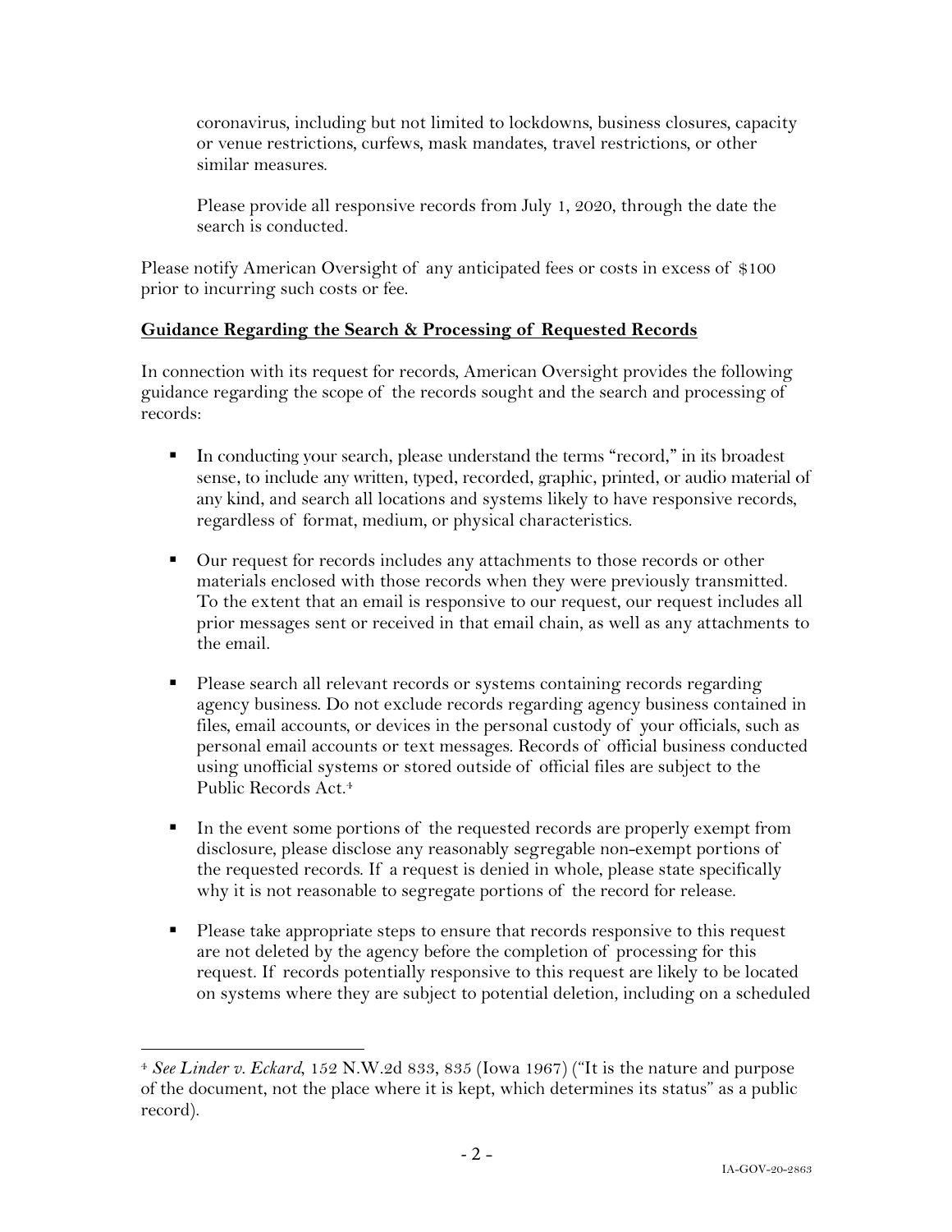coronavirus, including but not limited to lockdowns, business closures, capacity or venue restrictions, curfews, mask mandates, travel restrictions, or other similar measures.

Please provide all responsive records from July 1, 2020, through the date the search is conducted.

Please notify American Oversight of any anticipated fees or costs in excess of $100 prior to incurring such costs or fee.

**Guidance Regarding the Search & Processing of Requested Records**

In connection with its request for records, American Oversight provides the following guidance regarding the scope of the records sought and the search and processing of records:

- In conducting your search, please understand the terms "record," in its broadest sense, to include any written, typed, recorded, graphic, printed, or audio material of any kind, and search all locations and systems likely to have responsive records, regardless of format, medium, or physical characteristics.

- Our request for records includes any attachments to those records or other materials enclosed with those records when they were previously transmitted. To the extent that an email is responsive to our request, our request includes all prior messages sent or received in that email chain, as well as any attachments to the email.

- Please search all relevant records or systems containing records regarding agency business. Do not exclude records regarding agency business contained in files, email accounts, or devices in the personal custody of your officials, such as personal email accounts or text messages. Records of official business conducted using unofficial systems or stored outside of official files are subject to the Public Records Act.[4]

- In the event some portions of the requested records are properly exempt from disclosure, please disclose any reasonably segregable non-exempt portions of the requested records. If a request is denied in whole, please state specifically why it is not reasonable to segregate portions of the record for release.

- Please take appropriate steps to ensure that records responsive to this request are not deleted by the agency before the completion of processing for this request. If records potentially responsive to this request are likely to be located on systems where they are subject to potential deletion, including on a scheduled

[4] *See Linder v. Eckard*, 152 N.W.2d 833, 835 (Iowa 1967) ("It is the nature and purpose of the document, not the place where it is kept, which determines its status" as a public record).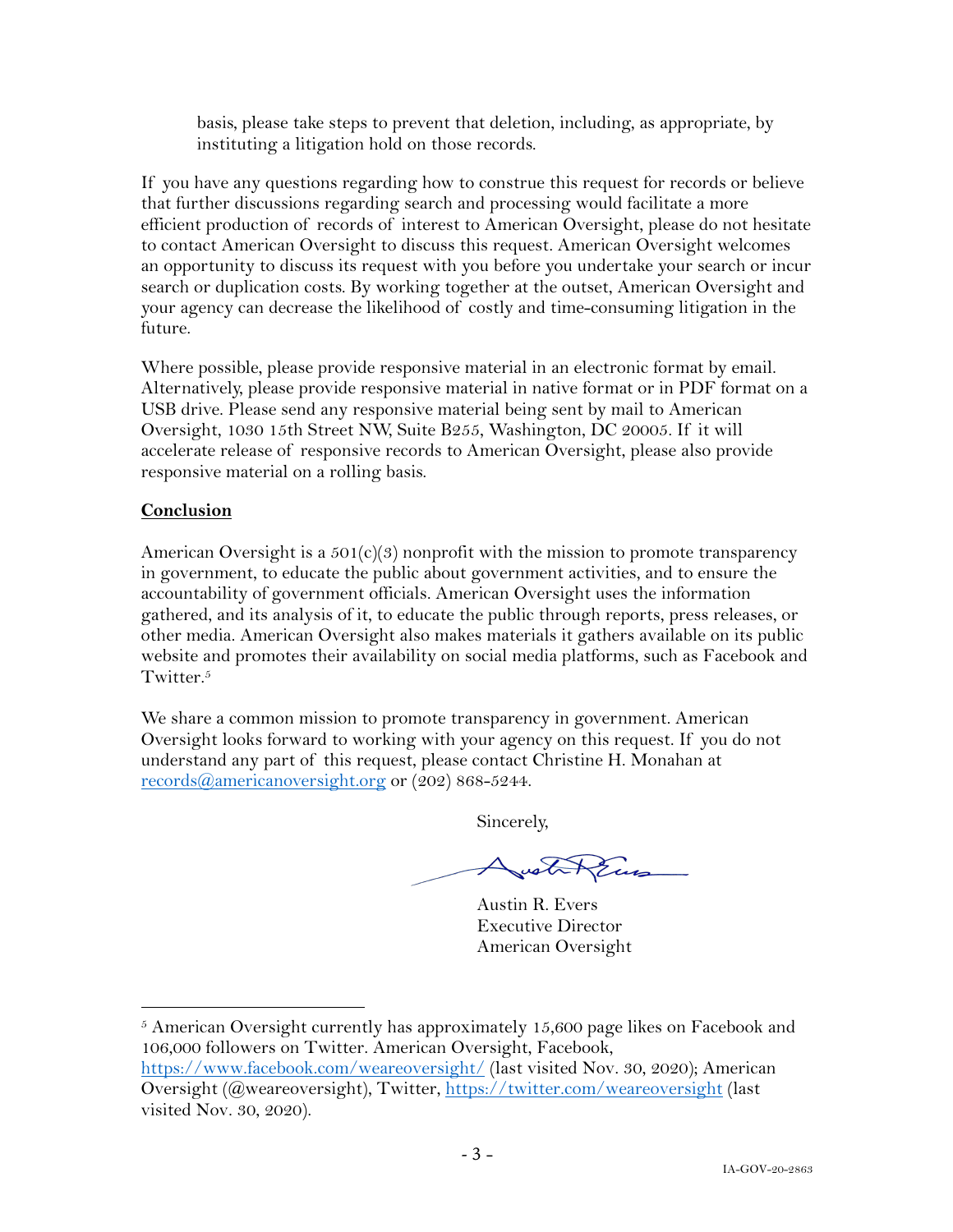basis, please take steps to prevent that deletion, including, as appropriate, by instituting a litigation hold on those records.

If you have any questions regarding how to construe this request for records or believe that further discussions regarding search and processing would facilitate a more efficient production of records of interest to American Oversight, please do not hesitate to contact American Oversight to discuss this request. American Oversight welcomes an opportunity to discuss its request with you before you undertake your search or incur search or duplication costs. By working together at the outset, American Oversight and your agency can decrease the likelihood of costly and time-consuming litigation in the future.

Where possible, please provide responsive material in an electronic format by email. Alternatively, please provide responsive material in native format or in PDF format on a USB drive. Please send any responsive material being sent by mail to American Oversight, 1030 15th Street NW, Suite B255, Washington, DC 20005. If it will accelerate release of responsive records to American Oversight, please also provide responsive material on a rolling basis.

**Conclusion**

American Oversight is a 501(c)(3) nonprofit with the mission to promote transparency in government, to educate the public about government activities, and to ensure the accountability of government officials. American Oversight uses the information gathered, and its analysis of it, to educate the public through reports, press releases, or other media. American Oversight also makes materials it gathers available on its public website and promotes their availability on social media platforms, such as Facebook and Twitter.[5]

We share a common mission to promote transparency in government. American Oversight looks forward to working with your agency on this request. If you do not understand any part of this request, please contact Christine H. Monahan at records@americanoversight.org or (202) 868-5244.

Sincerely,

Austin R. Evers
Executive Director
American Oversight

---

[5] American Oversight currently has approximately 15,600 page likes on Facebook and 106,000 followers on Twitter. American Oversight, Facebook, https://www.facebook.com/weareoversight/ (last visited Nov. 30, 2020); American Oversight (@weareoversight), Twitter, https://twitter.com/weareoversight (last visited Nov. 30, 2020).

IA-GOV-20-2863